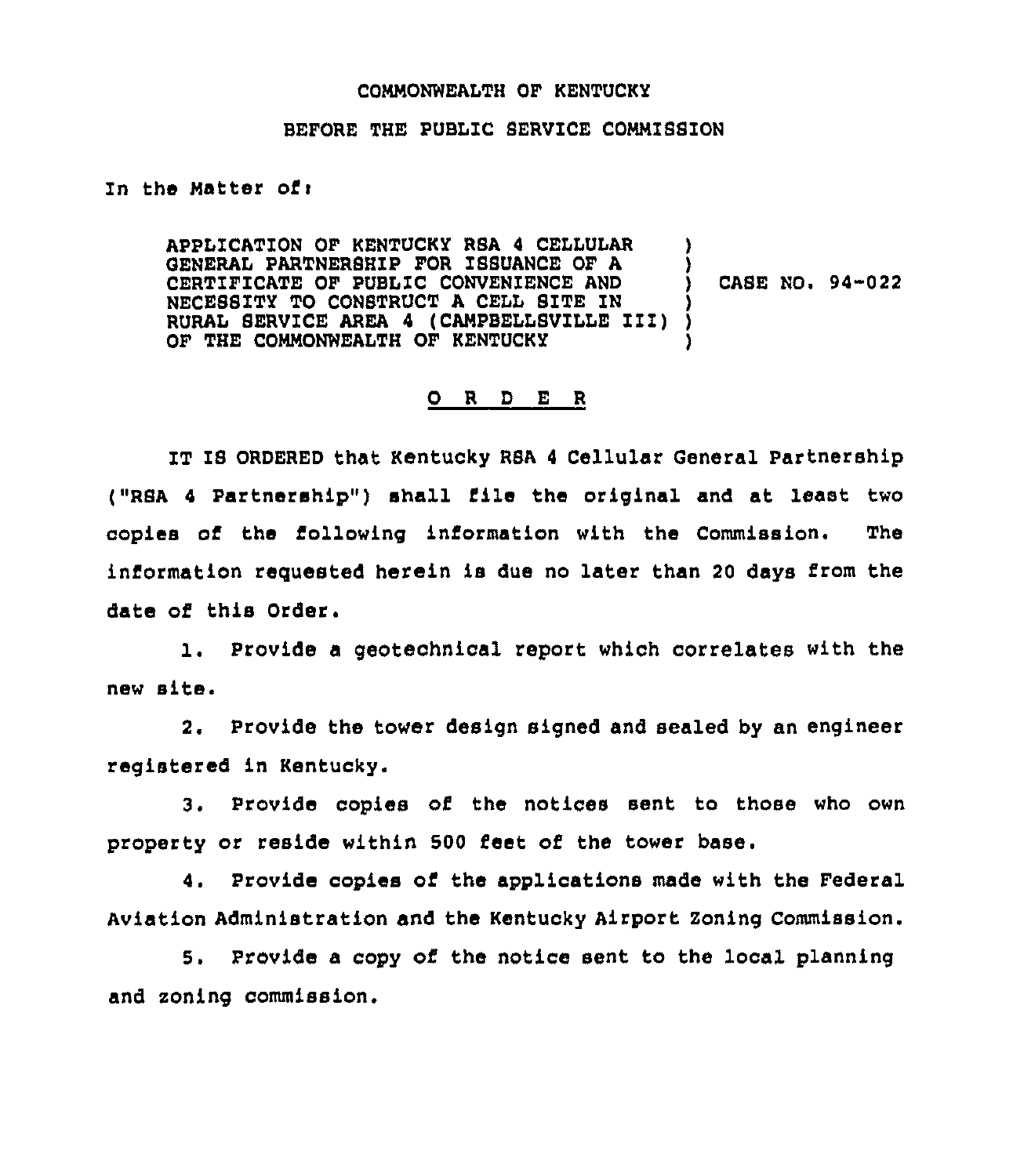COMMONWEALTH OF KENTUCKY

BEFORE THE PUBLIC SERVICE COMMISSION

In the Matter of:

| | | |
|---|---|---|
| APPLICATION OF KENTUCKY RSA 4 CELLULAR GENERAL PARTNERSHIP FOR ISSUANCE OF A CERTIFICATE OF PUBLIC CONVENIENCE AND NECESSITY TO CONSTRUCT A CELL SITE IN RURAL SERVICE AREA 4 (CAMPBELLSVILLE III) OF THE COMMONWEALTH OF KENTUCKY | ) | CASE NO. 94-022 |

O R D E R

IT IS ORDERED that Kentucky RSA 4 Cellular General Partnership ("RSA 4 Partnership") shall file the original and at least two copies of the following information with the Commission. The information requested herein is due no later than 20 days from the date of this Order.

1. Provide a geotechnical report which correlates with the new site.

2. Provide the tower design signed and sealed by an engineer registered in Kentucky.

3. Provide copies of the notices sent to those who own property or reside within 500 feet of the tower base.

4. Provide copies of the applications made with the Federal Aviation Administration and the Kentucky Airport Zoning Commission.

5. Provide a copy of the notice sent to the local planning and zoning commission.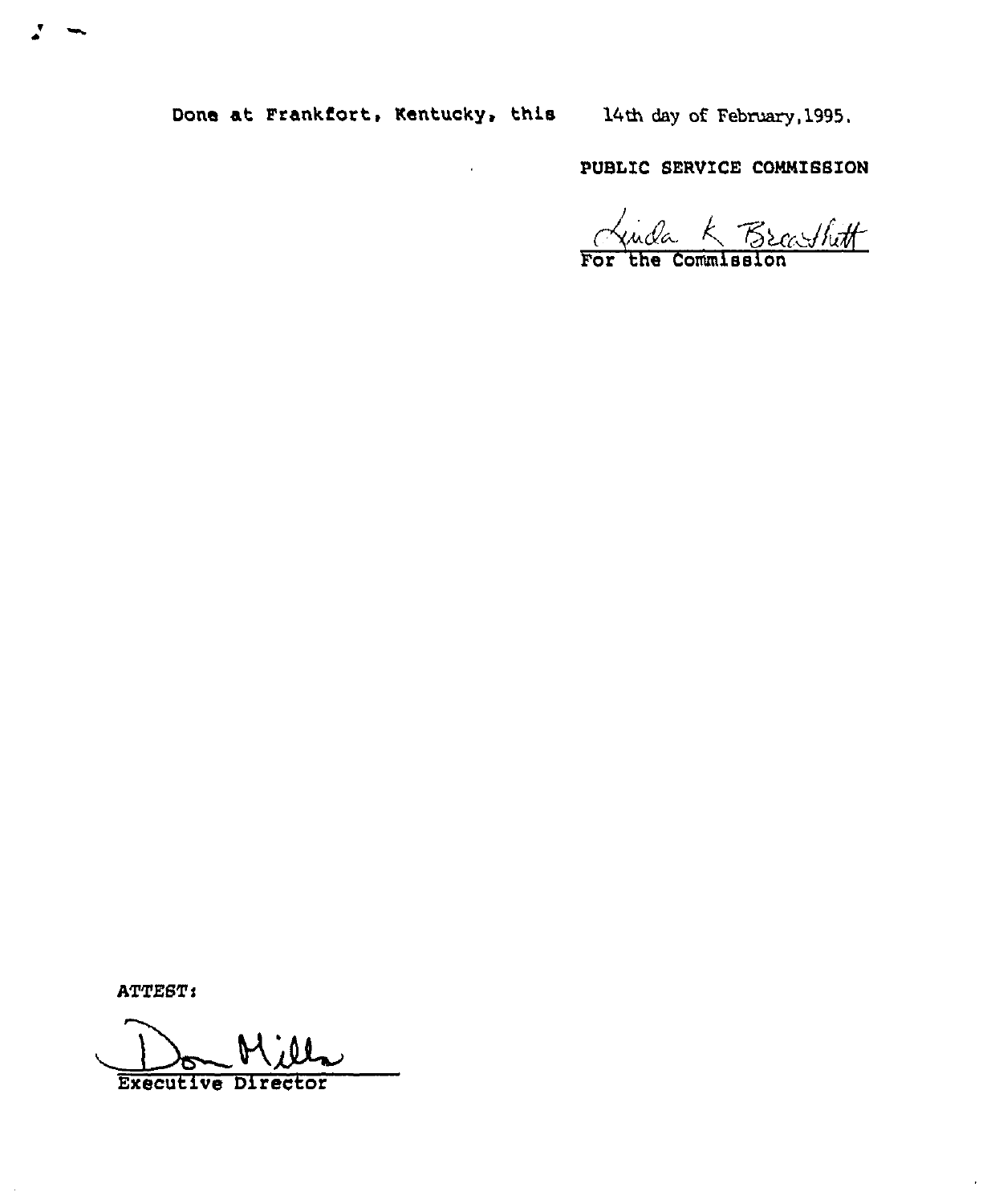Done at Frankfort, Kentucky, this 14th day of February, 1995.

PUBLIC SERVICE COMMISSION

Linda K Breathitt

For the Commission

ATTEST:

Don Mills

Executive Director